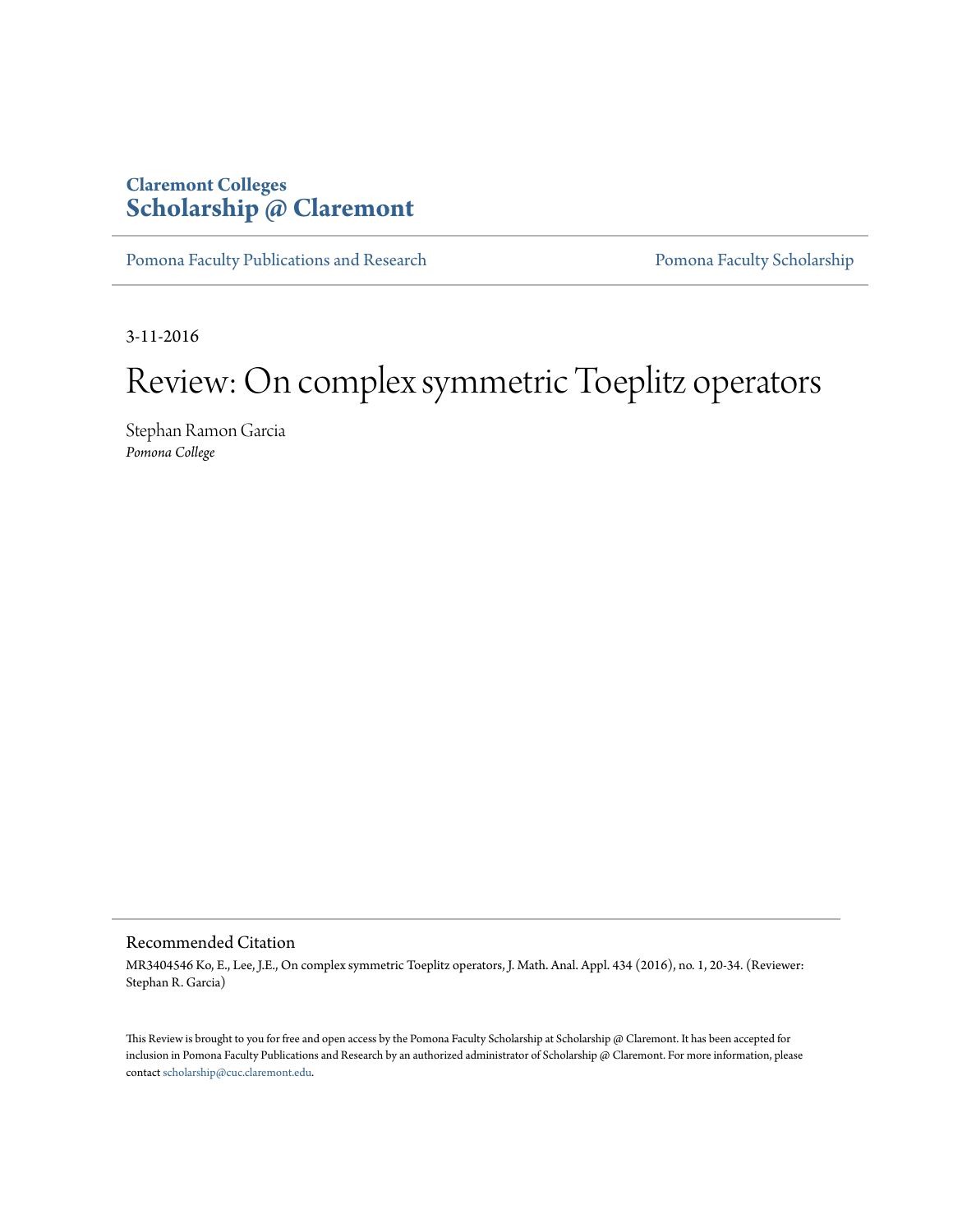Claremont Colleges
**Scholarship @ Claremont**

Pomona Faculty Publications and Research | Pomona Faculty Scholarship

3-11-2016

# Review: On complex symmetric Toeplitz operators

Stephan Ramon Garcia
*Pomona College*

## Recommended Citation

MR3404546 Ko, E., Lee, J.E., On complex symmetric Toeplitz operators, J. Math. Anal. Appl. 434 (2016), no. 1, 20-34. (Reviewer: Stephan R. Garcia)

This Review is brought to you for free and open access by the Pomona Faculty Scholarship at Scholarship @ Claremont. It has been accepted for inclusion in Pomona Faculty Publications and Research by an authorized administrator of Scholarship @ Claremont. For more information, please contact scholarship@cuc.claremont.edu.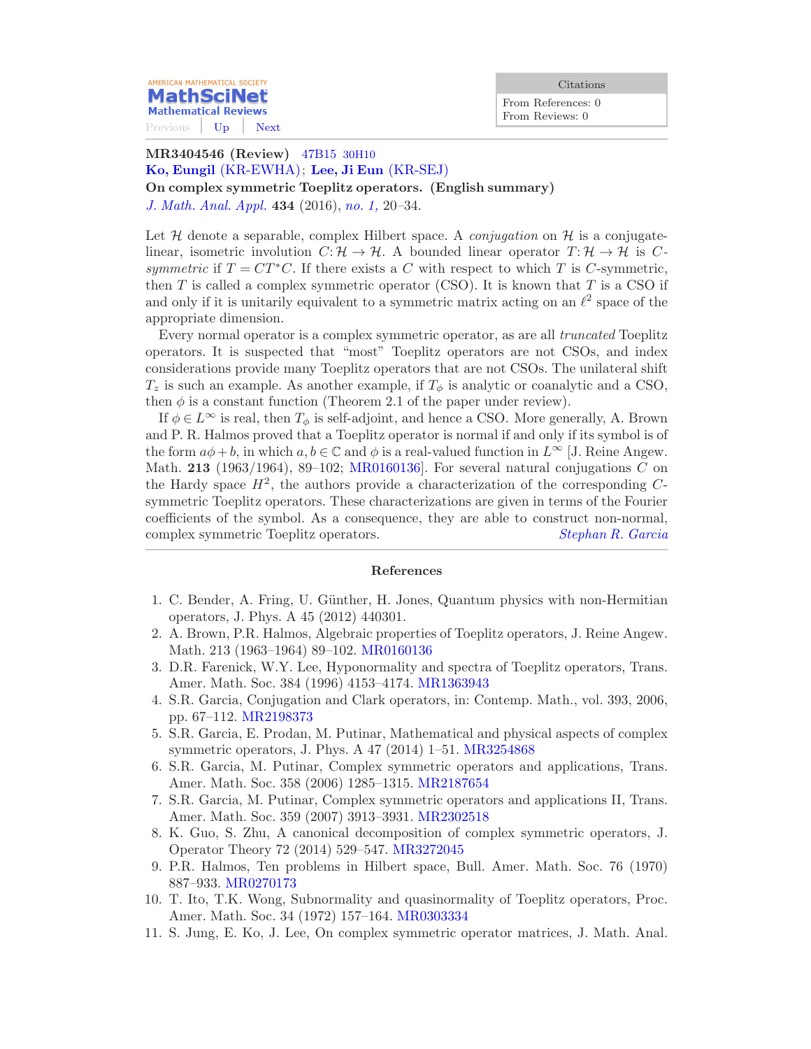AMERICAN MATHEMATICAL SOCIETY
**MathSciNet**
Mathematical Reviews

Previous | Up | Next

| Citations |
|---|
| From References: 0 |
| From Reviews: 0 |

**MR3404546 (Review)** 47B15 30H10
**Ko, Eungil** (KR-EWHA); **Lee, Ji Eun** (KR-SEJ)
**On complex symmetric Toeplitz operators.** **(English summary)**
*J. Math. Anal. Appl.* **434** (2016), *no. 1,* 20–34.

Let $\mathcal{H}$ denote a separable, complex Hilbert space. A *conjugation* on $\mathcal{H}$ is a conjugate-linear, isometric involution $C: \mathcal{H} \to \mathcal{H}$. A bounded linear operator $T: \mathcal{H} \to \mathcal{H}$ is $C$-*symmetric* if $T = CT^*C$. If there exists a $C$ with respect to which $T$ is $C$-symmetric, then $T$ is called a complex symmetric operator (CSO). It is known that $T$ is a CSO if and only if it is unitarily equivalent to a symmetric matrix acting on an $\ell^2$ space of the appropriate dimension.

Every normal operator is a complex symmetric operator, as are all *truncated* Toeplitz operators. It is suspected that "most" Toeplitz operators are not CSOs, and index considerations provide many Toeplitz operators that are not CSOs. The unilateral shift $T_z$ is such an example. As another example, if $T_\phi$ is analytic or coanalytic and a CSO, then $\phi$ is a constant function (Theorem 2.1 of the paper under review).

If $\phi \in L^\infty$ is real, then $T_\phi$ is self-adjoint, and hence a CSO. More generally, A. Brown and P. R. Halmos proved that a Toeplitz operator is normal if and only if its symbol is of the form $a\phi + b$, in which $a, b \in \mathbb{C}$ and $\phi$ is a real-valued function in $L^\infty$ [J. Reine Angew. Math. **213** (1963/1964), 89–102; MR0160136]. For several natural conjugations $C$ on the Hardy space $H^2$, the authors provide a characterization of the corresponding $C$-symmetric Toeplitz operators. These characterizations are given in terms of the Fourier coefficients of the symbol. As a consequence, they are able to construct non-normal, complex symmetric Toeplitz operators.

*Stephan R. Garcia*

## References

1. C. Bender, A. Fring, U. Günther, H. Jones, Quantum physics with non-Hermitian operators, J. Phys. A 45 (2012) 440301.
2. A. Brown, P.R. Halmos, Algebraic properties of Toeplitz operators, J. Reine Angew. Math. 213 (1963–1964) 89–102. MR0160136
3. D.R. Farenick, W.Y. Lee, Hyponormality and spectra of Toeplitz operators, Trans. Amer. Math. Soc. 384 (1996) 4153–4174. MR1363943
4. S.R. Garcia, Conjugation and Clark operators, in: Contemp. Math., vol. 393, 2006, pp. 67–112. MR2198373
5. S.R. Garcia, E. Prodan, M. Putinar, Mathematical and physical aspects of complex symmetric operators, J. Phys. A 47 (2014) 1–51. MR3254868
6. S.R. Garcia, M. Putinar, Complex symmetric operators and applications, Trans. Amer. Math. Soc. 358 (2006) 1285–1315. MR2187654
7. S.R. Garcia, M. Putinar, Complex symmetric operators and applications II, Trans. Amer. Math. Soc. 359 (2007) 3913–3931. MR2302518
8. K. Guo, S. Zhu, A canonical decomposition of complex symmetric operators, J. Operator Theory 72 (2014) 529–547. MR3272045
9. P.R. Halmos, Ten problems in Hilbert space, Bull. Amer. Math. Soc. 76 (1970) 887–933. MR0270173
10. T. Ito, T.K. Wong, Subnormality and quasinormality of Toeplitz operators, Proc. Amer. Math. Soc. 34 (1972) 157–164. MR0303334
11. S. Jung, E. Ko, J. Lee, On complex symmetric operator matrices, J. Math. Anal.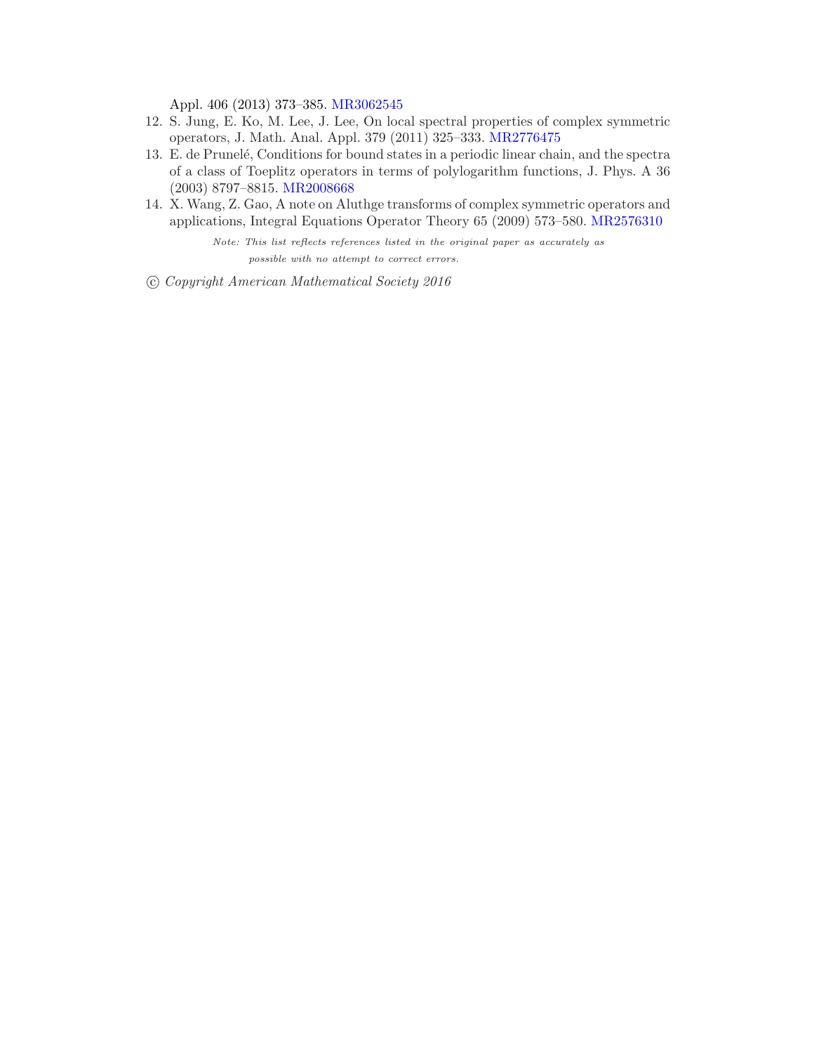Appl. 406 (2013) 373–385. MR3062545

12. S. Jung, E. Ko, M. Lee, J. Lee, On local spectral properties of complex symmetric operators, J. Math. Anal. Appl. 379 (2011) 325–333. MR2776475
13. E. de Prunelé, Conditions for bound states in a periodic linear chain, and the spectra of a class of Toeplitz operators in terms of polylogarithm functions, J. Phys. A 36 (2003) 8797–8815. MR2008668
14. X. Wang, Z. Gao, A note on Aluthge transforms of complex symmetric operators and applications, Integral Equations Operator Theory 65 (2009) 573–580. MR2576310

*Note: This list reflects references listed in the original paper as accurately as possible with no attempt to correct errors.*

*© Copyright American Mathematical Society 2016*